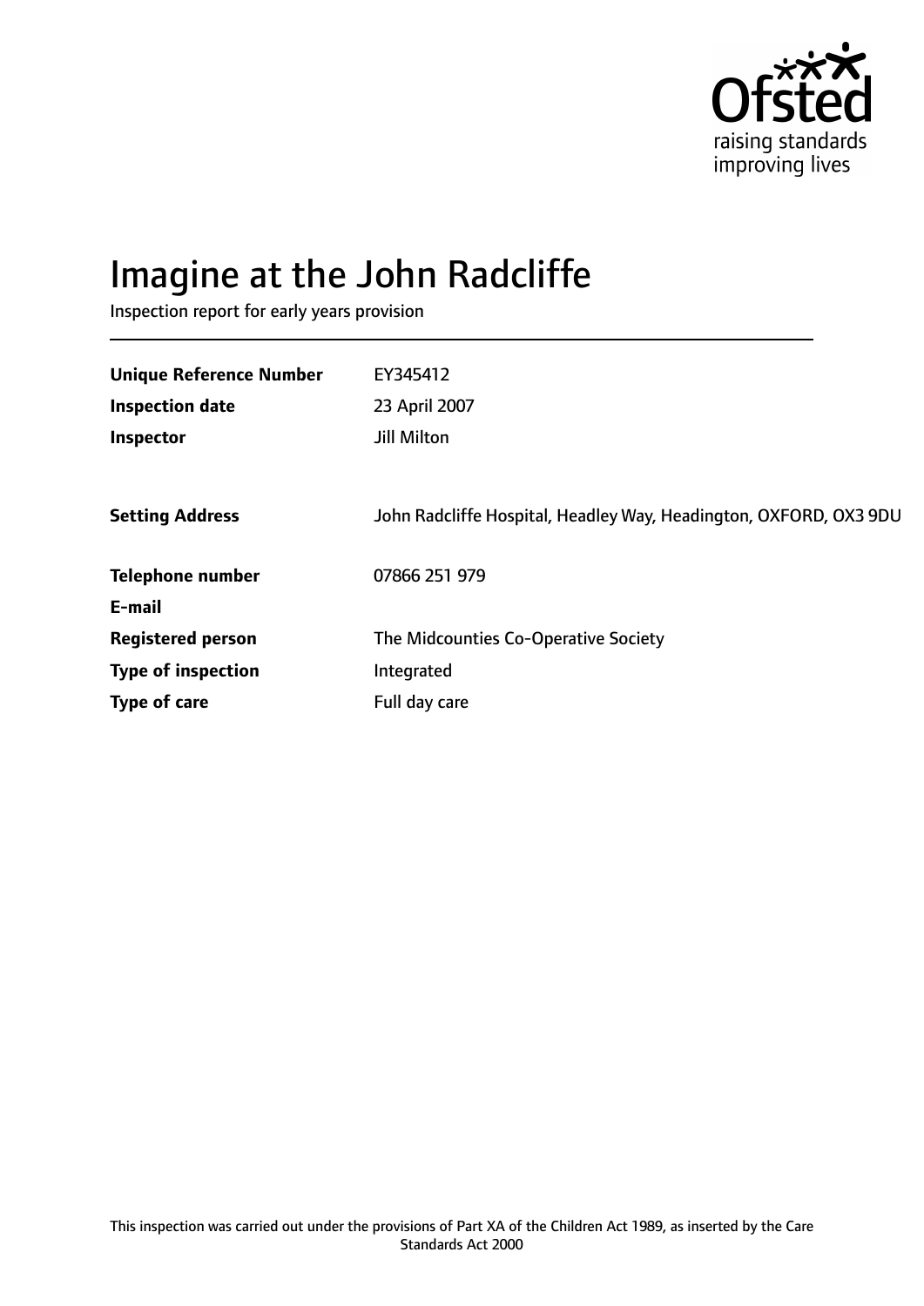# Imagine at the John Radcliffe

Inspection report for early years provision

| | |
|---|---|
| **Unique Reference Number** | EY345412 |
| **Inspection date** | 23 April 2007 |
| **Inspector** | Jill Milton |
| | |
| **Setting Address** | John Radcliffe Hospital, Headley Way, Headington, OXFORD, OX3 9DU |
| | |
| **Telephone number** | 07866 251 979 |
| **E-mail** | |
| **Registered person** | The Midcounties Co-Operative Society |
| **Type of inspection** | Integrated |
| **Type of care** | Full day care |

This inspection was carried out under the provisions of Part XA of the Children Act 1989, as inserted by the Care Standards Act 2000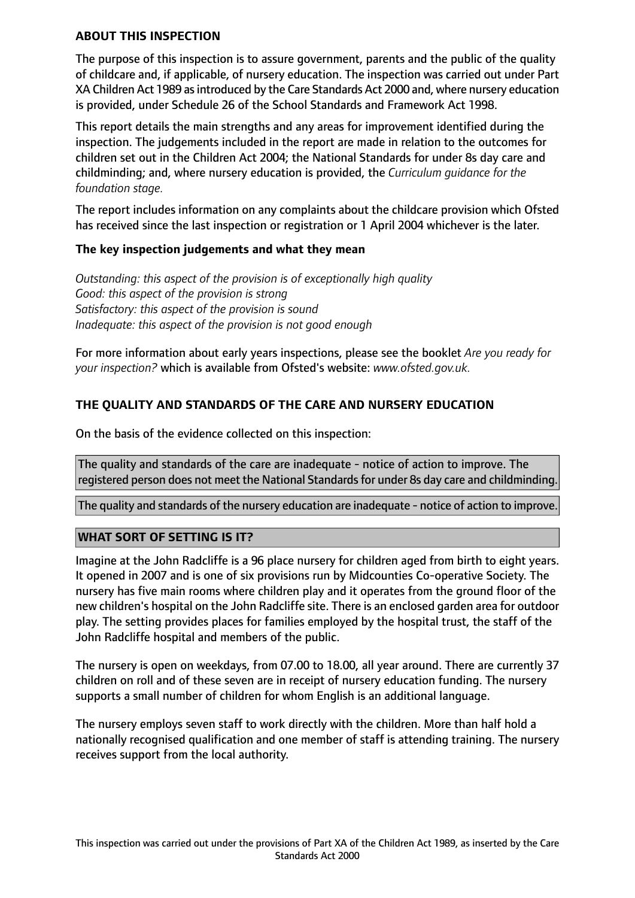## ABOUT THIS INSPECTION

The purpose of this inspection is to assure government, parents and the public of the quality of childcare and, if applicable, of nursery education. The inspection was carried out under Part XA Children Act 1989 as introduced by the Care Standards Act 2000 and, where nursery education is provided, under Schedule 26 of the School Standards and Framework Act 1998.

This report details the main strengths and any areas for improvement identified during the inspection. The judgements included in the report are made in relation to the outcomes for children set out in the Children Act 2004; the National Standards for under 8s day care and childminding; and, where nursery education is provided, the *Curriculum guidance for the foundation stage.*

The report includes information on any complaints about the childcare provision which Ofsted has received since the last inspection or registration or 1 April 2004 whichever is the later.

### The key inspection judgements and what they mean

*Outstanding: this aspect of the provision is of exceptionally high quality*
*Good: this aspect of the provision is strong*
*Satisfactory: this aspect of the provision is sound*
*Inadequate: this aspect of the provision is not good enough*

For more information about early years inspections, please see the booklet *Are you ready for your inspection?* which is available from Ofsted's website: *www.ofsted.gov.uk.*

## THE QUALITY AND STANDARDS OF THE CARE AND NURSERY EDUCATION

On the basis of the evidence collected on this inspection:

The quality and standards of the care are inadequate - notice of action to improve. The registered person does not meet the National Standards for under 8s day care and childminding.

The quality and standards of the nursery education are inadequate - notice of action to improve.

## WHAT SORT OF SETTING IS IT?

Imagine at the John Radcliffe is a 96 place nursery for children aged from birth to eight years. It opened in 2007 and is one of six provisions run by Midcounties Co-operative Society. The nursery has five main rooms where children play and it operates from the ground floor of the new children's hospital on the John Radcliffe site. There is an enclosed garden area for outdoor play. The setting provides places for families employed by the hospital trust, the staff of the John Radcliffe hospital and members of the public.

The nursery is open on weekdays, from 07.00 to 18.00, all year around. There are currently 37 children on roll and of these seven are in receipt of nursery education funding. The nursery supports a small number of children for whom English is an additional language.

The nursery employs seven staff to work directly with the children. More than half hold a nationally recognised qualification and one member of staff is attending training. The nursery receives support from the local authority.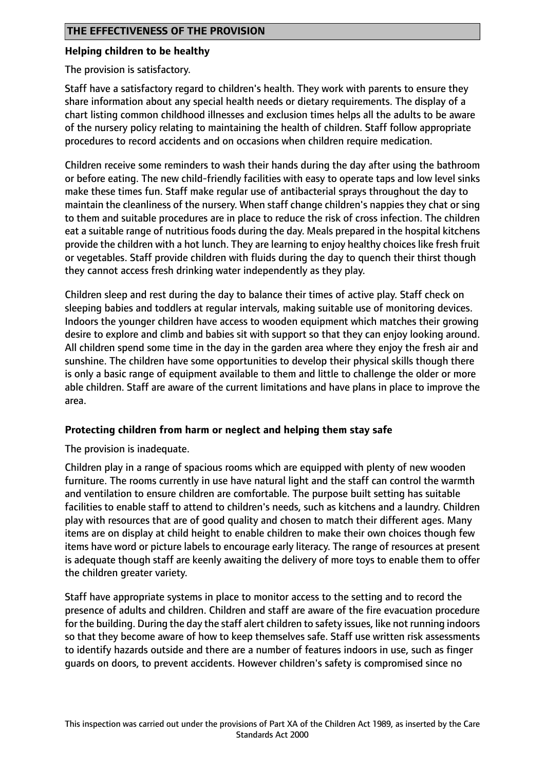## THE EFFECTIVENESS OF THE PROVISION

**Helping children to be healthy**

The provision is satisfactory.

Staff have a satisfactory regard to children's health. They work with parents to ensure they share information about any special health needs or dietary requirements. The display of a chart listing common childhood illnesses and exclusion times helps all the adults to be aware of the nursery policy relating to maintaining the health of children. Staff follow appropriate procedures to record accidents and on occasions when children require medication.

Children receive some reminders to wash their hands during the day after using the bathroom or before eating. The new child-friendly facilities with easy to operate taps and low level sinks make these times fun. Staff make regular use of antibacterial sprays throughout the day to maintain the cleanliness of the nursery. When staff change children's nappies they chat or sing to them and suitable procedures are in place to reduce the risk of cross infection. The children eat a suitable range of nutritious foods during the day. Meals prepared in the hospital kitchens provide the children with a hot lunch. They are learning to enjoy healthy choices like fresh fruit or vegetables. Staff provide children with fluids during the day to quench their thirst though they cannot access fresh drinking water independently as they play.

Children sleep and rest during the day to balance their times of active play. Staff check on sleeping babies and toddlers at regular intervals, making suitable use of monitoring devices. Indoors the younger children have access to wooden equipment which matches their growing desire to explore and climb and babies sit with support so that they can enjoy looking around. All children spend some time in the day in the garden area where they enjoy the fresh air and sunshine. The children have some opportunities to develop their physical skills though there is only a basic range of equipment available to them and little to challenge the older or more able children. Staff are aware of the current limitations and have plans in place to improve the area.

**Protecting children from harm or neglect and helping them stay safe**

The provision is inadequate.

Children play in a range of spacious rooms which are equipped with plenty of new wooden furniture. The rooms currently in use have natural light and the staff can control the warmth and ventilation to ensure children are comfortable. The purpose built setting has suitable facilities to enable staff to attend to children's needs, such as kitchens and a laundry. Children play with resources that are of good quality and chosen to match their different ages. Many items are on display at child height to enable children to make their own choices though few items have word or picture labels to encourage early literacy. The range of resources at present is adequate though staff are keenly awaiting the delivery of more toys to enable them to offer the children greater variety.

Staff have appropriate systems in place to monitor access to the setting and to record the presence of adults and children. Children and staff are aware of the fire evacuation procedure for the building. During the day the staff alert children to safety issues, like not running indoors so that they become aware of how to keep themselves safe. Staff use written risk assessments to identify hazards outside and there are a number of features indoors in use, such as finger guards on doors, to prevent accidents. However children's safety is compromised since no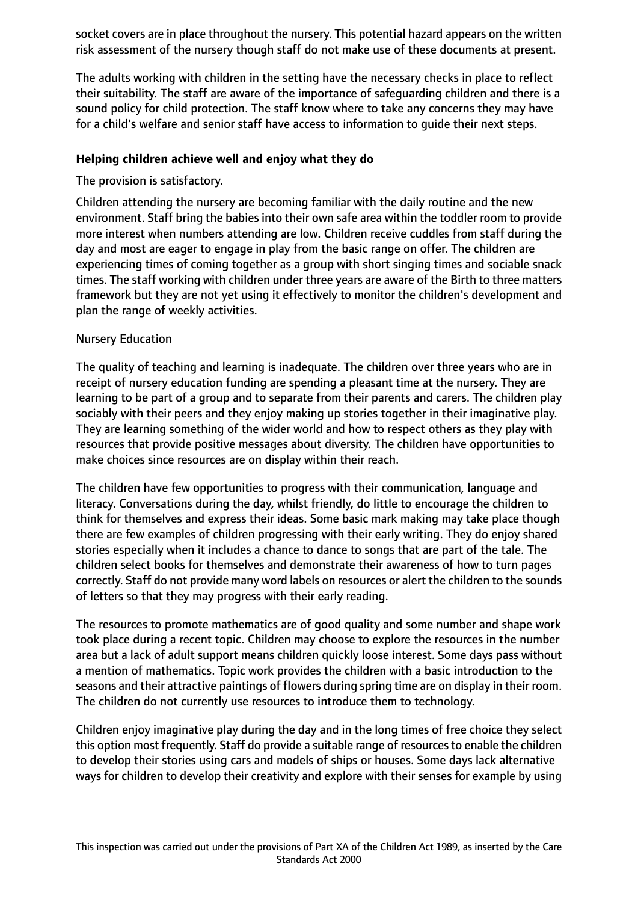socket covers are in place throughout the nursery. This potential hazard appears on the written risk assessment of the nursery though staff do not make use of these documents at present.

The adults working with children in the setting have the necessary checks in place to reflect their suitability. The staff are aware of the importance of safeguarding children and there is a sound policy for child protection. The staff know where to take any concerns they may have for a child's welfare and senior staff have access to information to guide their next steps.

**Helping children achieve well and enjoy what they do**

The provision is satisfactory.

Children attending the nursery are becoming familiar with the daily routine and the new environment. Staff bring the babies into their own safe area within the toddler room to provide more interest when numbers attending are low. Children receive cuddles from staff during the day and most are eager to engage in play from the basic range on offer. The children are experiencing times of coming together as a group with short singing times and sociable snack times. The staff working with children under three years are aware of the Birth to three matters framework but they are not yet using it effectively to monitor the children's development and plan the range of weekly activities.

Nursery Education

The quality of teaching and learning is inadequate. The children over three years who are in receipt of nursery education funding are spending a pleasant time at the nursery. They are learning to be part of a group and to separate from their parents and carers. The children play sociably with their peers and they enjoy making up stories together in their imaginative play. They are learning something of the wider world and how to respect others as they play with resources that provide positive messages about diversity. The children have opportunities to make choices since resources are on display within their reach.

The children have few opportunities to progress with their communication, language and literacy. Conversations during the day, whilst friendly, do little to encourage the children to think for themselves and express their ideas. Some basic mark making may take place though there are few examples of children progressing with their early writing. They do enjoy shared stories especially when it includes a chance to dance to songs that are part of the tale. The children select books for themselves and demonstrate their awareness of how to turn pages correctly. Staff do not provide many word labels on resources or alert the children to the sounds of letters so that they may progress with their early reading.

The resources to promote mathematics are of good quality and some number and shape work took place during a recent topic. Children may choose to explore the resources in the number area but a lack of adult support means children quickly loose interest. Some days pass without a mention of mathematics. Topic work provides the children with a basic introduction to the seasons and their attractive paintings of flowers during spring time are on display in their room. The children do not currently use resources to introduce them to technology.

Children enjoy imaginative play during the day and in the long times of free choice they select this option most frequently. Staff do provide a suitable range of resources to enable the children to develop their stories using cars and models of ships or houses. Some days lack alternative ways for children to develop their creativity and explore with their senses for example by using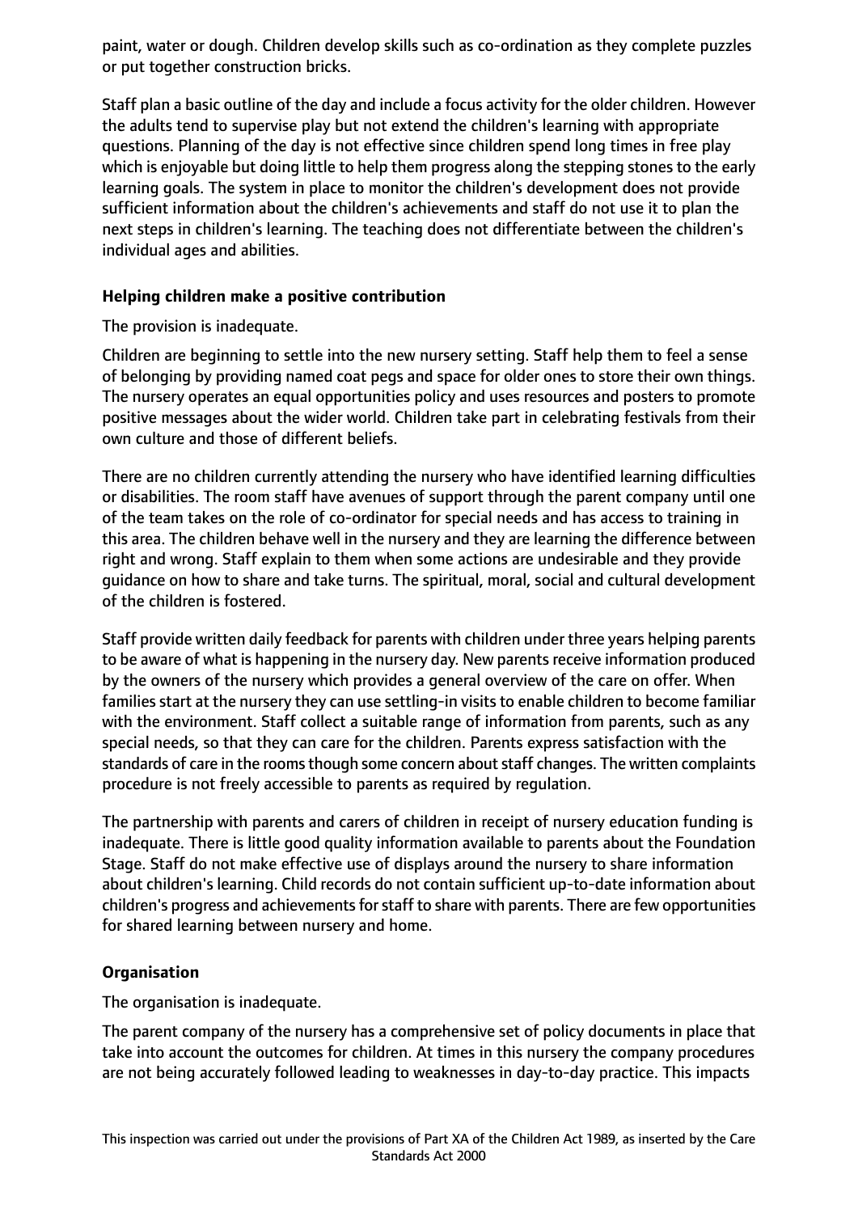paint, water or dough. Children develop skills such as co-ordination as they complete puzzles or put together construction bricks.

Staff plan a basic outline of the day and include a focus activity for the older children. However the adults tend to supervise play but not extend the children's learning with appropriate questions. Planning of the day is not effective since children spend long times in free play which is enjoyable but doing little to help them progress along the stepping stones to the early learning goals. The system in place to monitor the children's development does not provide sufficient information about the children's achievements and staff do not use it to plan the next steps in children's learning. The teaching does not differentiate between the children's individual ages and abilities.

**Helping children make a positive contribution**

The provision is inadequate.

Children are beginning to settle into the new nursery setting. Staff help them to feel a sense of belonging by providing named coat pegs and space for older ones to store their own things. The nursery operates an equal opportunities policy and uses resources and posters to promote positive messages about the wider world. Children take part in celebrating festivals from their own culture and those of different beliefs.

There are no children currently attending the nursery who have identified learning difficulties or disabilities. The room staff have avenues of support through the parent company until one of the team takes on the role of co-ordinator for special needs and has access to training in this area. The children behave well in the nursery and they are learning the difference between right and wrong. Staff explain to them when some actions are undesirable and they provide guidance on how to share and take turns. The spiritual, moral, social and cultural development of the children is fostered.

Staff provide written daily feedback for parents with children under three years helping parents to be aware of what is happening in the nursery day. New parents receive information produced by the owners of the nursery which provides a general overview of the care on offer. When families start at the nursery they can use settling-in visits to enable children to become familiar with the environment. Staff collect a suitable range of information from parents, such as any special needs, so that they can care for the children. Parents express satisfaction with the standards of care in the rooms though some concern about staff changes. The written complaints procedure is not freely accessible to parents as required by regulation.

The partnership with parents and carers of children in receipt of nursery education funding is inadequate. There is little good quality information available to parents about the Foundation Stage. Staff do not make effective use of displays around the nursery to share information about children's learning. Child records do not contain sufficient up-to-date information about children's progress and achievements for staff to share with parents. There are few opportunities for shared learning between nursery and home.

**Organisation**

The organisation is inadequate.

The parent company of the nursery has a comprehensive set of policy documents in place that take into account the outcomes for children. At times in this nursery the company procedures are not being accurately followed leading to weaknesses in day-to-day practice. This impacts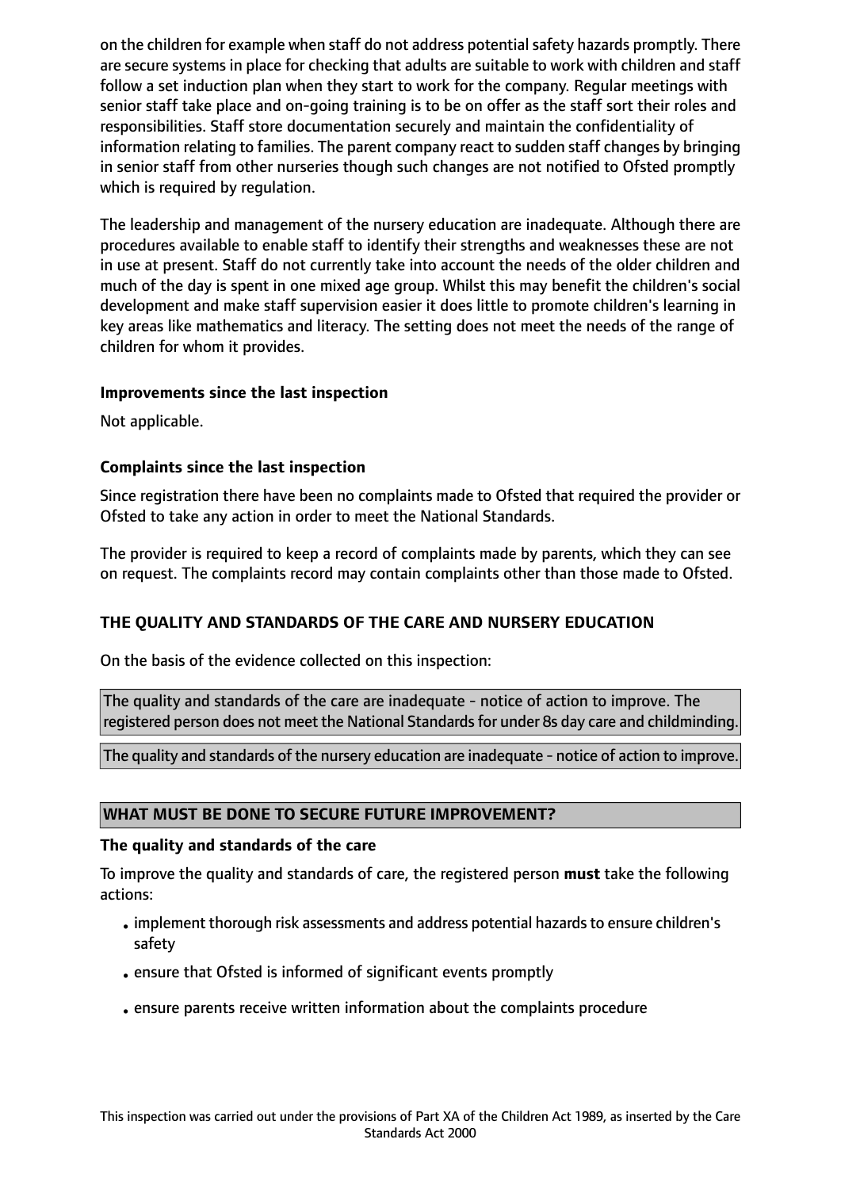on the children for example when staff do not address potential safety hazards promptly. There are secure systems in place for checking that adults are suitable to work with children and staff follow a set induction plan when they start to work for the company. Regular meetings with senior staff take place and on-going training is to be on offer as the staff sort their roles and responsibilities. Staff store documentation securely and maintain the confidentiality of information relating to families. The parent company react to sudden staff changes by bringing in senior staff from other nurseries though such changes are not notified to Ofsted promptly which is required by regulation.

The leadership and management of the nursery education are inadequate. Although there are procedures available to enable staff to identify their strengths and weaknesses these are not in use at present. Staff do not currently take into account the needs of the older children and much of the day is spent in one mixed age group. Whilst this may benefit the children's social development and make staff supervision easier it does little to promote children's learning in key areas like mathematics and literacy. The setting does not meet the needs of the range of children for whom it provides.

**Improvements since the last inspection**

Not applicable.

**Complaints since the last inspection**

Since registration there have been no complaints made to Ofsted that required the provider or Ofsted to take any action in order to meet the National Standards.

The provider is required to keep a record of complaints made by parents, which they can see on request. The complaints record may contain complaints other than those made to Ofsted.

## THE QUALITY AND STANDARDS OF THE CARE AND NURSERY EDUCATION

On the basis of the evidence collected on this inspection:

The quality and standards of the care are inadequate - notice of action to improve. The registered person does not meet the National Standards for under 8s day care and childminding.

The quality and standards of the nursery education are inadequate - notice of action to improve.

## WHAT MUST BE DONE TO SECURE FUTURE IMPROVEMENT?

**The quality and standards of the care**

To improve the quality and standards of care, the registered person **must** take the following actions:

- implement thorough risk assessments and address potential hazards to ensure children's safety
- ensure that Ofsted is informed of significant events promptly
- ensure parents receive written information about the complaints procedure

This inspection was carried out under the provisions of Part XA of the Children Act 1989, as inserted by the Care Standards Act 2000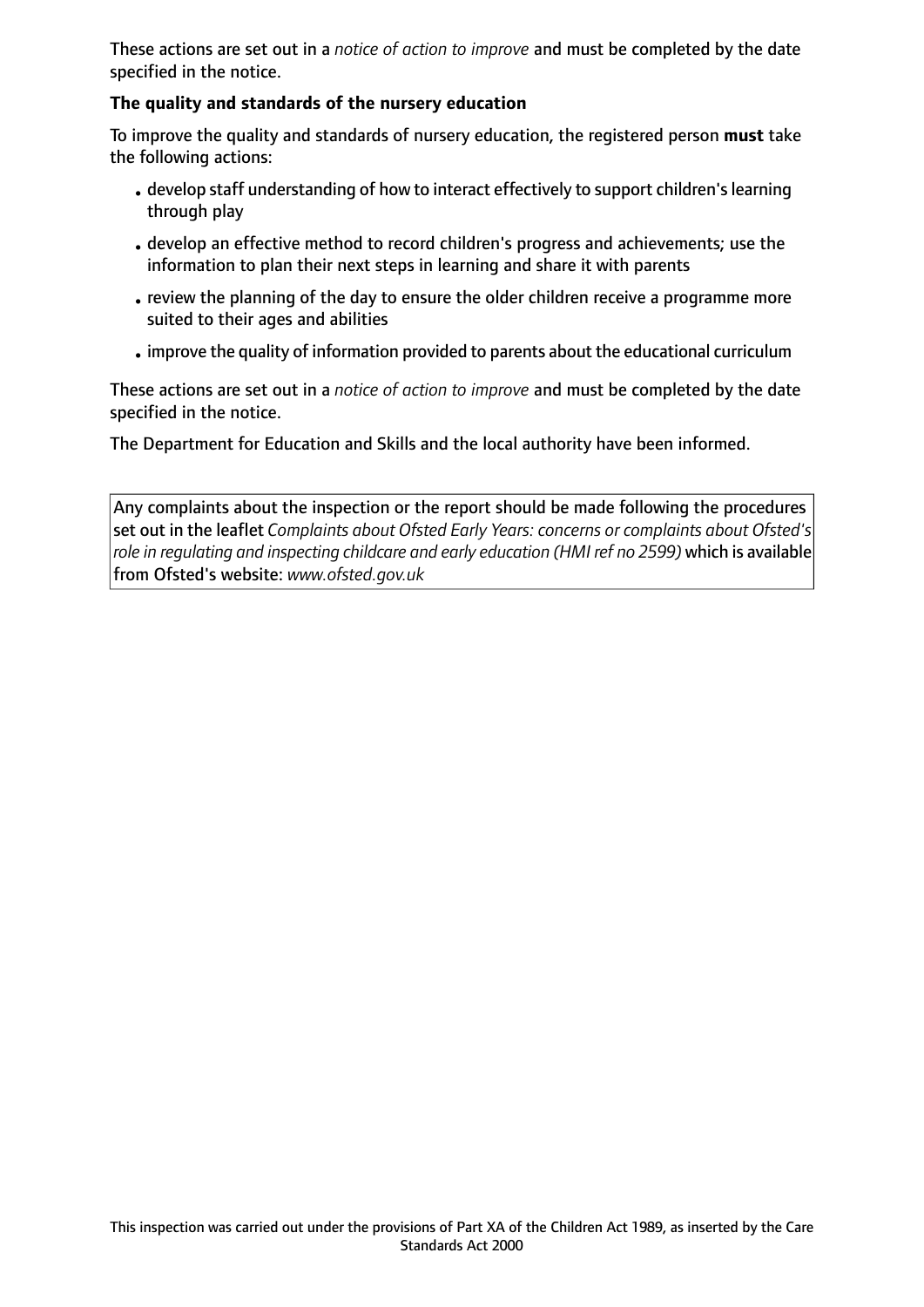These actions are set out in a *notice of action to improve* and must be completed by the date specified in the notice.

**The quality and standards of the nursery education**

To improve the quality and standards of nursery education, the registered person **must** take the following actions:

- develop staff understanding of how to interact effectively to support children's learning through play
- develop an effective method to record children's progress and achievements; use the information to plan their next steps in learning and share it with parents
- review the planning of the day to ensure the older children receive a programme more suited to their ages and abilities
- improve the quality of information provided to parents about the educational curriculum

These actions are set out in a *notice of action to improve* and must be completed by the date specified in the notice.

The Department for Education and Skills and the local authority have been informed.

Any complaints about the inspection or the report should be made following the procedures set out in the leaflet *Complaints about Ofsted Early Years: concerns or complaints about Ofsted's role in regulating and inspecting childcare and early education (HMI ref no 2599)* which is available from Ofsted's website: *www.ofsted.gov.uk*

This inspection was carried out under the provisions of Part XA of the Children Act 1989, as inserted by the Care Standards Act 2000